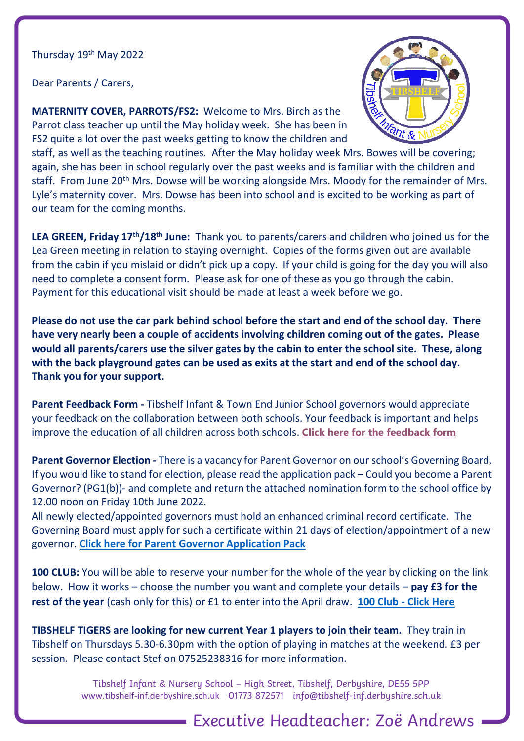Thursday 19th May 2022

Dear Parents / Carers,

**MATERNITY COVER, PARROTS/FS2:** Welcome to Mrs. Birch as the Parrot class teacher up until the May holiday week. She has been in FS2 quite a lot over the past weeks getting to know the children and staff, as well as the teaching routines. After the May holiday week Mrs. Bowes will be covering; again, she has been in school regularly over the past weeks and is familiar with the children and staff. From June 20th Mrs. Dowse will be working alongside Mrs. Moody for the remainder of Mrs. Lyle's maternity cover. Mrs. Dowse has been into school and is excited to be working as part of our team for the coming months.

**LEA GREEN, Friday 17th/18th June:** Thank you to parents/carers and children who joined us for the Lea Green meeting in relation to staying overnight. Copies of the forms given out are available from the cabin if you mislaid or didn't pick up a copy. If your child is going for the day you will also need to complete a consent form. Please ask for one of these as you go through the cabin. Payment for this educational visit should be made at least a week before we go.

**Please do not use the car park behind school before the start and end of the school day. There have very nearly been a couple of accidents involving children coming out of the gates. Please would all parents/carers use the silver gates by the cabin to enter the school site. These, along with the back playground gates can be used as exits at the start and end of the school day. Thank you for your support.**

**Parent Feedback Form -** Tibshelf Infant & Town End Junior School governors would appreciate your feedback on the collaboration between both schools. Your feedback is important and helps improve the education of all children across both schools. **Click here for the feedback form**

**Parent Governor Election -** There is a vacancy for Parent Governor on our school's Governing Board. If you would like to stand for election, please read the application pack – Could you become a Parent Governor? (PG1(b))- and complete and return the attached nomination form to the school office by 12.00 noon on Friday 10th June 2022.
All newly elected/appointed governors must hold an enhanced criminal record certificate. The Governing Board must apply for such a certificate within 21 days of election/appointment of a new governor. **Click here for Parent Governor Application Pack**

**100 CLUB:** You will be able to reserve your number for the whole of the year by clicking on the link below. How it works – choose the number you want and complete your details – **pay £3 for the rest of the year** (cash only for this) or £1 to enter into the April draw. **100 Club - Click Here**

**TIBSHELF TIGERS are looking for new current Year 1 players to join their team.** They train in Tibshelf on Thursdays 5.30-6.30pm with the option of playing in matches at the weekend. £3 per session. Please contact Stef on 07525238316 for more information.

Tibshelf Infant & Nursery School – High Street, Tibshelf, Derbyshire, DE55 5PP
www.tibshelf-inf.derbyshire.sch.uk 01773 872571 info@tibshelf-inf.derbyshire.sch.uk

Executive Headteacher: Zoë Andrews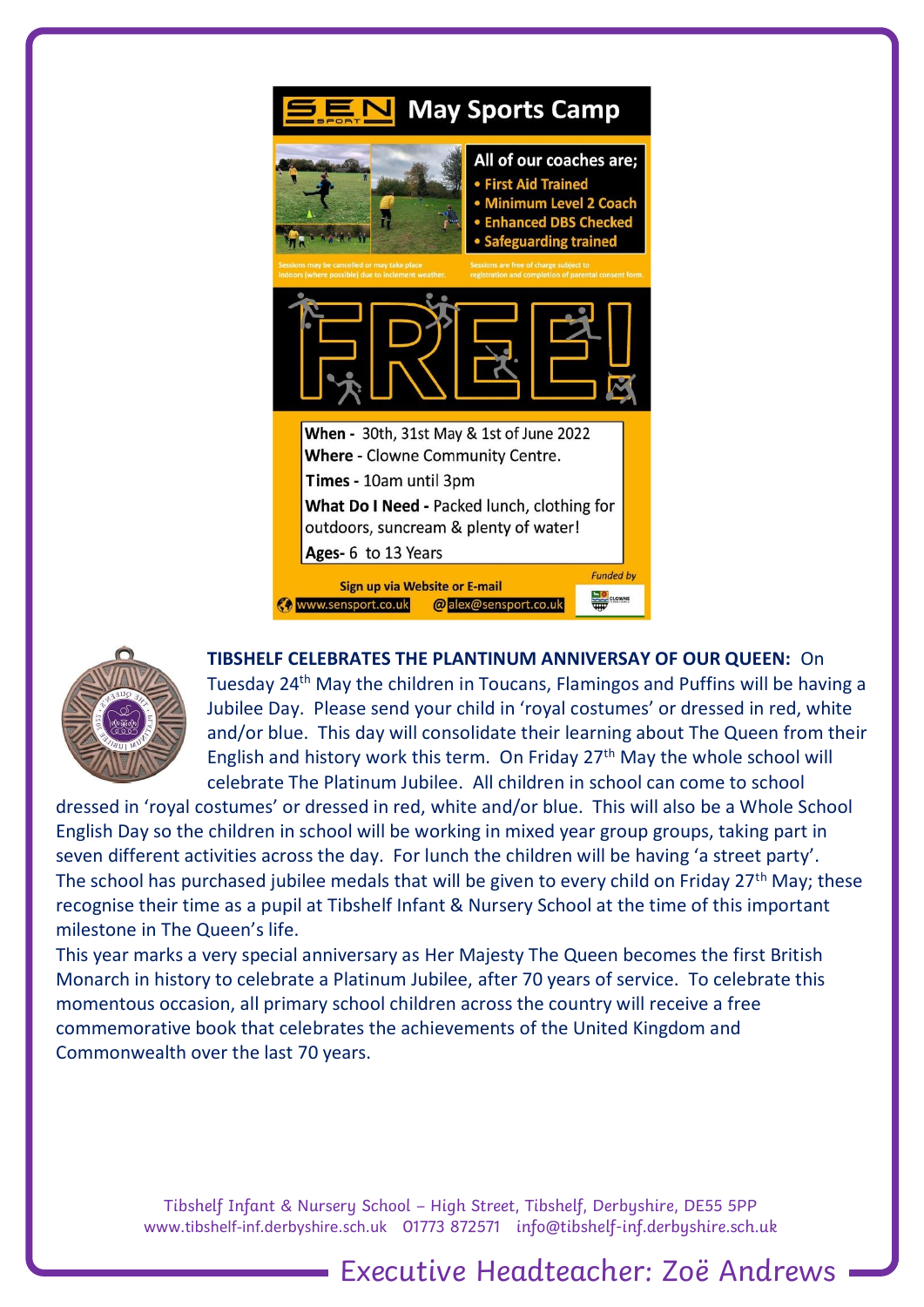## SEN May Sports Camp

All of our coaches are;

- First Aid Trained
- Minimum Level 2 Coach
- Enhanced DBS Checked
- Safeguarding trained

Sessions may be cancelled or may take place indoors (where possible) due to inclement weather.

Sessions are free of charge subject to registration and completion of parental consent form.

# FREE!

**When -** 30th, 31st May & 1st of June 2022
**Where** - Clowne Community Centre.
**Times -** 10am until 3pm
**What Do I Need -** Packed lunch, clothing for outdoors, suncream & plenty of water!
**Ages-** 6 to 13 Years

*Funded by*

**Sign up via Website or E-mail**
www.sensport.co.uk @alex@sensport.co.uk

**TIBSHELF CELEBRATES THE PLANTINUM ANNIVERSAY OF OUR QUEEN:** On Tuesday 24th May the children in Toucans, Flamingos and Puffins will be having a Jubilee Day. Please send your child in 'royal costumes' or dressed in red, white and/or blue. This day will consolidate their learning about The Queen from their English and history work this term. On Friday 27th May the whole school will celebrate The Platinum Jubilee. All children in school can come to school dressed in 'royal costumes' or dressed in red, white and/or blue. This will also be a Whole School English Day so the children in school will be working in mixed year group groups, taking part in seven different activities across the day. For lunch the children will be having 'a street party'. The school has purchased jubilee medals that will be given to every child on Friday 27th May; these recognise their time as a pupil at Tibshelf Infant & Nursery School at the time of this important milestone in The Queen's life.

This year marks a very special anniversary as Her Majesty The Queen becomes the first British Monarch in history to celebrate a Platinum Jubilee, after 70 years of service. To celebrate this momentous occasion, all primary school children across the country will receive a free commemorative book that celebrates the achievements of the United Kingdom and Commonwealth over the last 70 years.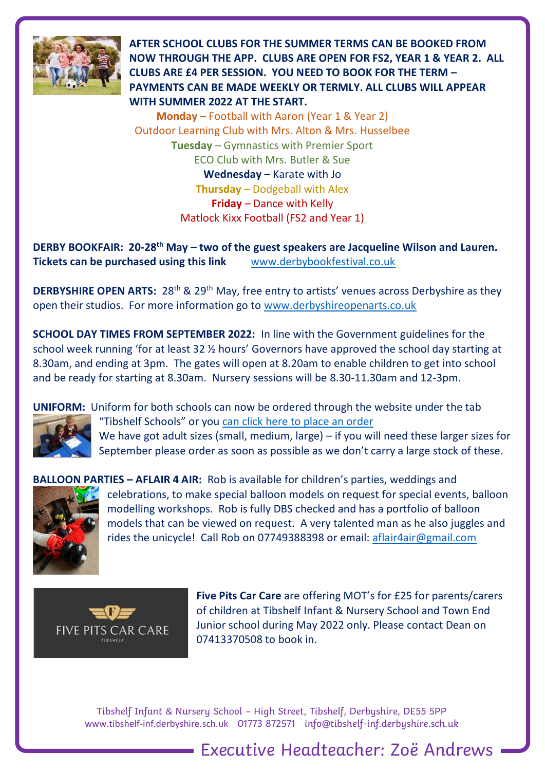**AFTER SCHOOL CLUBS FOR THE SUMMER TERMS CAN BE BOOKED FROM NOW THROUGH THE APP. CLUBS ARE OPEN FOR FS2, YEAR 1 & YEAR 2. ALL CLUBS ARE £4 PER SESSION. YOU NEED TO BOOK FOR THE TERM – PAYMENTS CAN BE MADE WEEKLY OR TERMLY. ALL CLUBS WILL APPEAR WITH SUMMER 2022 AT THE START.**

**Monday** – Football with Aaron (Year 1 & Year 2)
Outdoor Learning Club with Mrs. Alton & Mrs. Husselbee
**Tuesday** – Gymnastics with Premier Sport
ECO Club with Mrs. Butler & Sue
**Wednesday** – Karate with Jo
**Thursday** – Dodgeball with Alex
**Friday** – Dance with Kelly
Matlock Kixx Football (FS2 and Year 1)

**DERBY BOOKFAIR: 20-28th May – two of the guest speakers are Jacqueline Wilson and Lauren. Tickets can be purchased using this link** www.derbybookfestival.co.uk

**DERBYSHIRE OPEN ARTS:** 28th & 29th May, free entry to artists' venues across Derbyshire as they open their studios. For more information go to www.derbyshireopenarts.co.uk

**SCHOOL DAY TIMES FROM SEPTEMBER 2022:** In line with the Government guidelines for the school week running 'for at least 32 ½ hours' Governors have approved the school day starting at 8.30am, and ending at 3pm. The gates will open at 8.20am to enable children to get into school and be ready for starting at 8.30am. Nursery sessions will be 8.30-11.30am and 12-3pm.

**UNIFORM:** Uniform for both schools can now be ordered through the website under the tab "Tibshelf Schools" or you can click here to place an order
We have got adult sizes (small, medium, large) – if you will need these larger sizes for September please order as soon as possible as we don't carry a large stock of these.

**BALLOON PARTIES – AFLAIR 4 AIR:** Rob is available for children's parties, weddings and celebrations, to make special balloon models on request for special events, balloon modelling workshops. Rob is fully DBS checked and has a portfolio of balloon models that can be viewed on request. A very talented man as he also juggles and rides the unicycle! Call Rob on 07749388398 or email: aflair4air@gmail.com

**Five Pits Car Care** are offering MOT's for £25 for parents/carers of children at Tibshelf Infant & Nursery School and Town End Junior school during May 2022 only. Please contact Dean on 07413370508 to book in.

Tibshelf Infant & Nursery School – High Street, Tibshelf, Derbyshire, DE55 5PP
www.tibshelf-inf.derbyshire.sch.uk 01773 872571 info@tibshelf-inf.derbyshire.sch.uk

Executive Headteacher: Zoë Andrews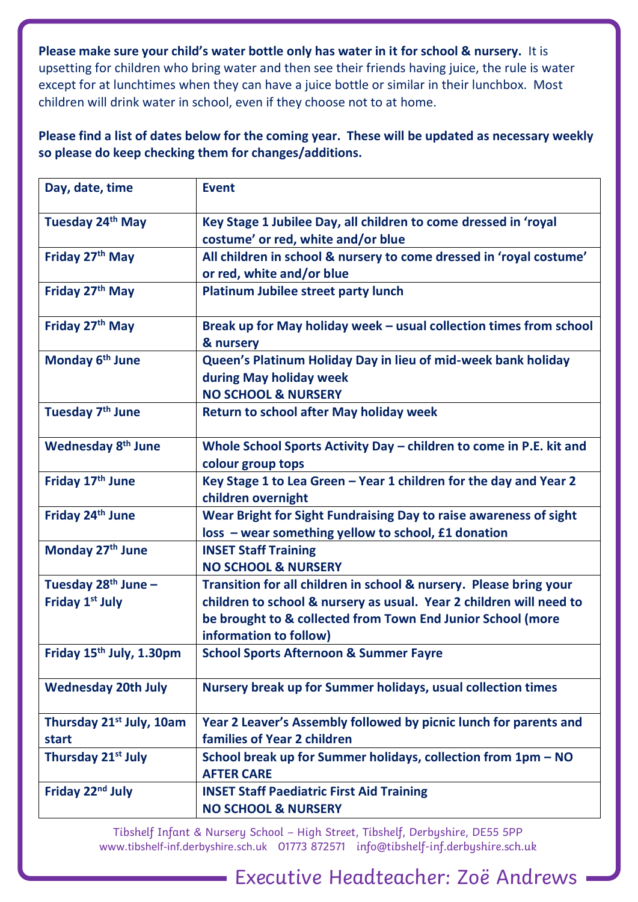**Please make sure your child's water bottle only has water in it for school & nursery.** It is upsetting for children who bring water and then see their friends having juice, the rule is water except for at lunchtimes when they can have a juice bottle or similar in their lunchbox. Most children will drink water in school, even if they choose not to at home.

**Please find a list of dates below for the coming year. These will be updated as necessary weekly so please do keep checking them for changes/additions.**

| Day, date, time | Event |
|---|---|
| **Tuesday 24th May** | **Key Stage 1 Jubilee Day, all children to come dressed in 'royal costume' or red, white and/or blue** |
| **Friday 27th May** | **All children in school & nursery to come dressed in 'royal costume' or red, white and/or blue** |
| **Friday 27th May** | **Platinum Jubilee street party lunch** |
| **Friday 27th May** | **Break up for May holiday week – usual collection times from school & nursery** |
| **Monday 6th June** | **Queen's Platinum Holiday Day in lieu of mid-week bank holiday during May holiday week**<br>**NO SCHOOL & NURSERY** |
| **Tuesday 7th June** | **Return to school after May holiday week** |
| **Wednesday 8th June** | **Whole School Sports Activity Day – children to come in P.E. kit and colour group tops** |
| **Friday 17th June** | **Key Stage 1 to Lea Green – Year 1 children for the day and Year 2 children overnight** |
| **Friday 24th June** | **Wear Bright for Sight Fundraising Day to raise awareness of sight loss – wear something yellow to school, £1 donation** |
| **Monday 27th June** | **INSET Staff Training**<br>**NO SCHOOL & NURSERY** |
| **Tuesday 28th June – Friday 1st July** | **Transition for all children in school & nursery. Please bring your children to school & nursery as usual. Year 2 children will need to be brought to & collected from Town End Junior School (more information to follow)** |
| **Friday 15th July, 1.30pm** | **School Sports Afternoon & Summer Fayre** |
| **Wednesday 20th July** | **Nursery break up for Summer holidays, usual collection times** |
| **Thursday 21st July, 10am start** | **Year 2 Leaver's Assembly followed by picnic lunch for parents and families of Year 2 children** |
| **Thursday 21st July** | **School break up for Summer holidays, collection from 1pm – NO AFTER CARE** |
| **Friday 22nd July** | **INSET Staff Paediatric First Aid Training**<br>**NO SCHOOL & NURSERY** |

Tibshelf Infant & Nursery School – High Street, Tibshelf, Derbyshire, DE55 5PP
www.tibshelf-inf.derbyshire.sch.uk 01773 872571 info@tibshelf-inf.derbyshire.sch.uk

Executive Headteacher: Zoë Andrews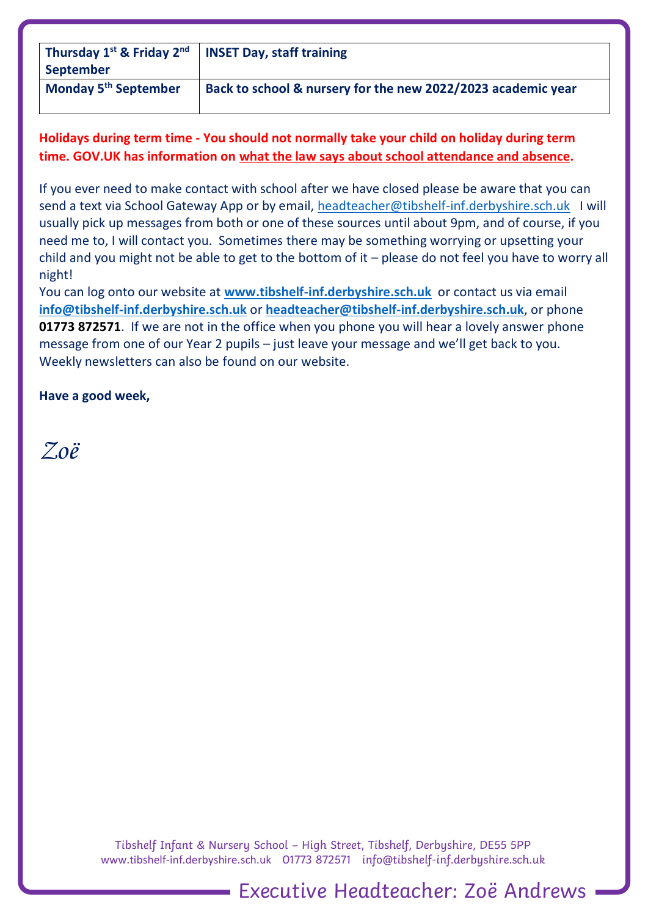| | |
|---|---|
| **Thursday 1st & Friday 2nd September** | **INSET Day, staff training** |
| **Monday 5th September** | **Back to school & nursery for the new 2022/2023 academic year** |

**Holidays during term time - You should not normally take your child on holiday during term time. GOV.UK has information on what the law says about school attendance and absence.**

If you ever need to make contact with school after we have closed please be aware that you can send a text via School Gateway App or by email, headteacher@tibshelf-inf.derbyshire.sch.uk I will usually pick up messages from both or one of these sources until about 9pm, and of course, if you need me to, I will contact you. Sometimes there may be something worrying or upsetting your child and you might not be able to get to the bottom of it – please do not feel you have to worry all night!

You can log onto our website at **www.tibshelf-inf.derbyshire.sch.uk** or contact us via email **info@tibshelf-inf.derbyshire.sch.uk** or **headteacher@tibshelf-inf.derbyshire.sch.uk**, or phone **01773 872571**. If we are not in the office when you phone you will hear a lovely answer phone message from one of our Year 2 pupils – just leave your message and we'll get back to you. Weekly newsletters can also be found on our website.

**Have a good week,**

*Zoë*

Tibshelf Infant & Nursery School – High Street, Tibshelf, Derbyshire, DE55 5PP
www.tibshelf-inf.derbyshire.sch.uk 01773 872571 info@tibshelf-inf.derbyshire.sch.uk

Executive Headteacher: Zoë Andrews